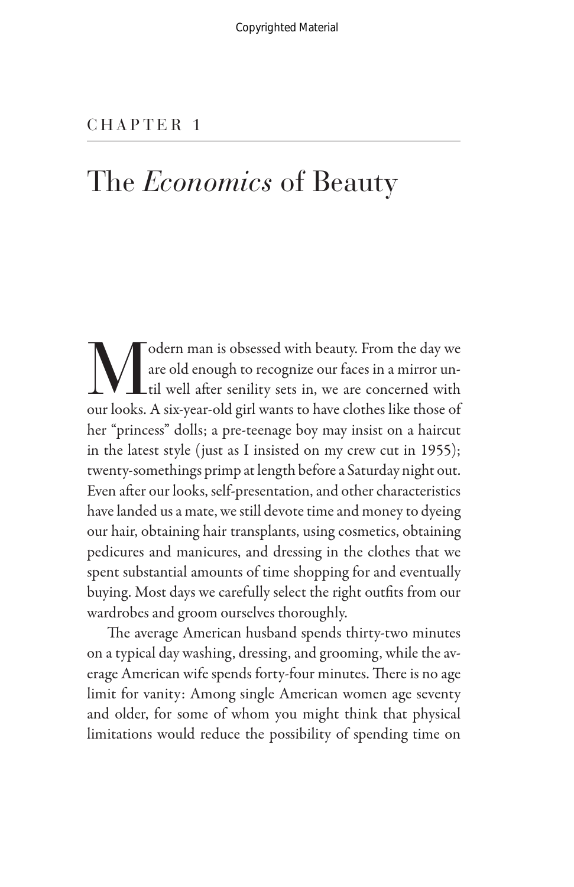CHAPTER 1

# The *Economics* of Beauty

Modern man is obsessed with beauty. From the day we are old enough to recognize our faces in a mirror until well after senility sets in, we are concerned with our looks. A six-year-old girl wants to have clothes like those of her "princess" dolls; a pre-teenage boy may insist on a haircut in the latest style (just as I insisted on my crew cut in 1955); twenty-somethings primp at length before a Saturday night out. Even after our looks, self-presentation, and other characteristics have landed us a mate, we still devote time and money to dyeing our hair, obtaining hair transplants, using cosmetics, obtaining pedicures and manicures, and dressing in the clothes that we spent substantial amounts of time shopping for and eventually buying. Most days we carefully select the right outfits from our wardrobes and groom ourselves thoroughly.

The average American husband spends thirty-two minutes on a typical day washing, dressing, and grooming, while the average American wife spends forty-four minutes. There is no age limit for vanity: Among single American women age seventy and older, for some of whom you might think that physical limitations would reduce the possibility of spending time on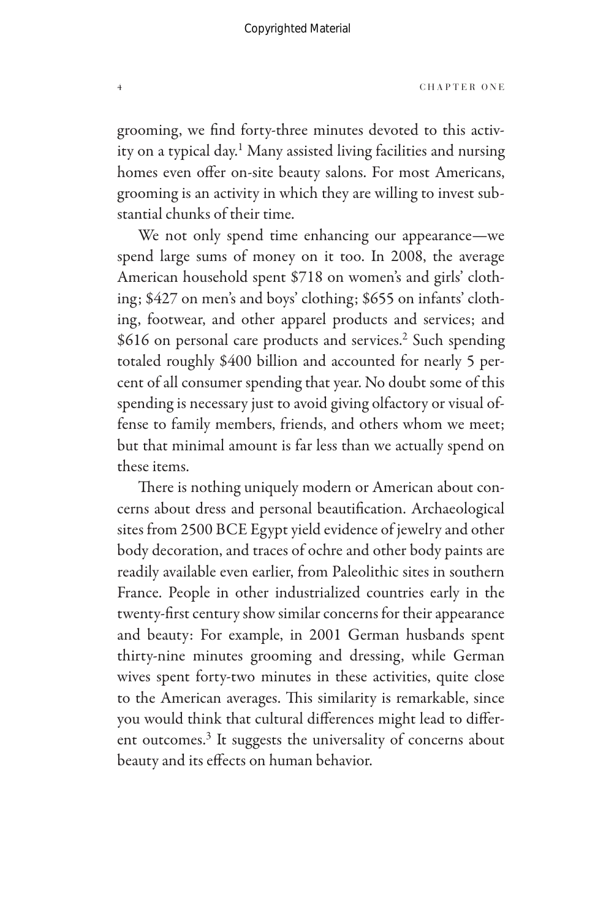grooming, we find forty-three minutes devoted to this activity on a typical day.[1] Many assisted living facilities and nursing homes even offer on-site beauty salons. For most Americans, grooming is an activity in which they are willing to invest substantial chunks of their time.

We not only spend time enhancing our appearance—we spend large sums of money on it too. In 2008, the average American household spent $718 on women's and girls' clothing; $427 on men's and boys' clothing; $655 on infants' clothing, footwear, and other apparel products and services; and $616 on personal care products and services.[2] Such spending totaled roughly $400 billion and accounted for nearly 5 percent of all consumer spending that year. No doubt some of this spending is necessary just to avoid giving olfactory or visual offense to family members, friends, and others whom we meet; but that minimal amount is far less than we actually spend on these items.

There is nothing uniquely modern or American about concerns about dress and personal beautification. Archaeological sites from 2500 BCE Egypt yield evidence of jewelry and other body decoration, and traces of ochre and other body paints are readily available even earlier, from Paleolithic sites in southern France. People in other industrialized countries early in the twenty-first century show similar concerns for their appearance and beauty: For example, in 2001 German husbands spent thirty-nine minutes grooming and dressing, while German wives spent forty-two minutes in these activities, quite close to the American averages. This similarity is remarkable, since you would think that cultural differences might lead to different outcomes.[3] It suggests the universality of concerns about beauty and its effects on human behavior.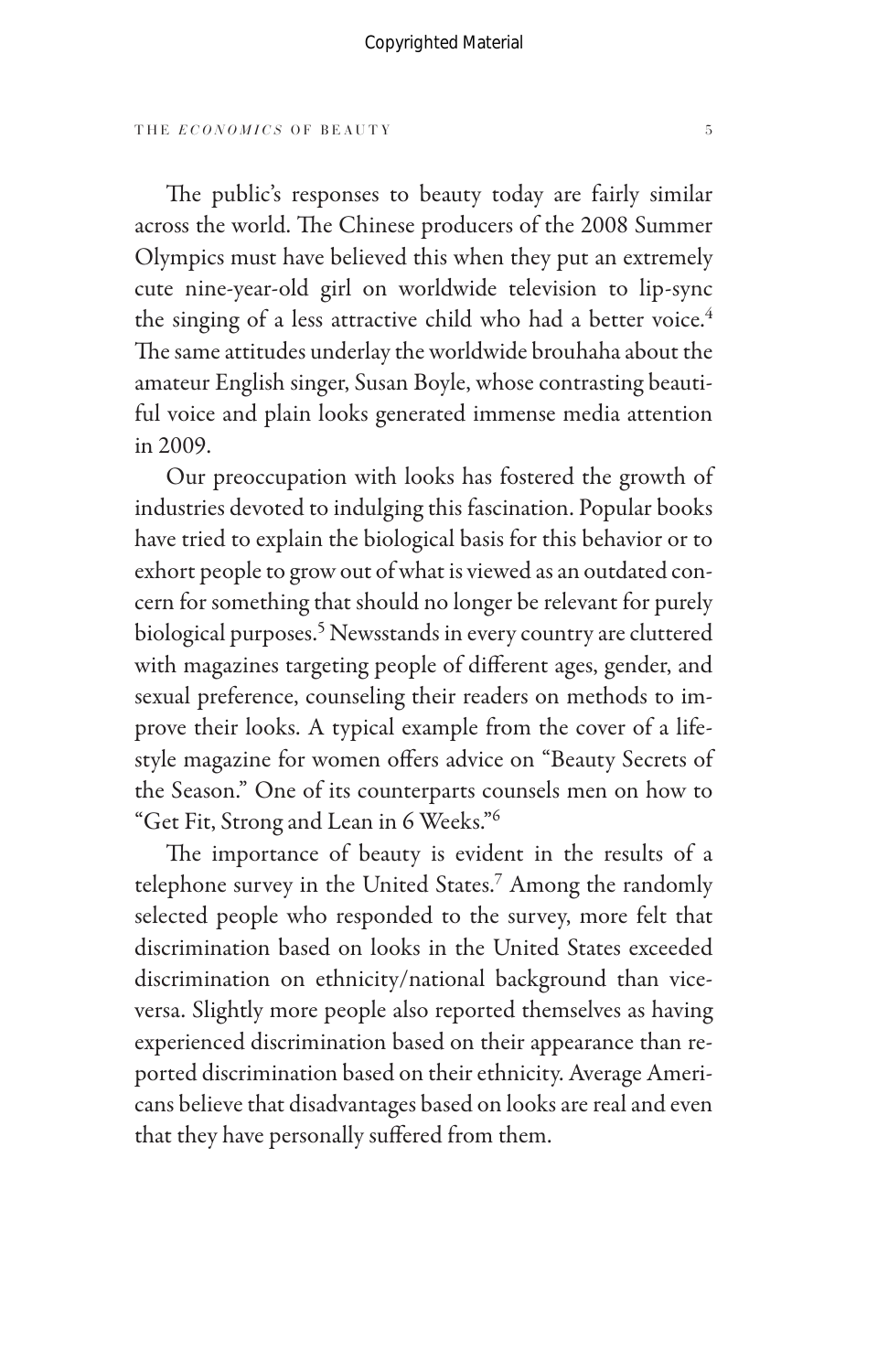The public's responses to beauty today are fairly similar across the world. The Chinese producers of the 2008 Summer Olympics must have believed this when they put an extremely cute nine-year-old girl on worldwide television to lip-sync the singing of a less attractive child who had a better voice.[4] The same attitudes underlay the worldwide brouhaha about the amateur English singer, Susan Boyle, whose contrasting beautiful voice and plain looks generated immense media attention in 2009.

Our preoccupation with looks has fostered the growth of industries devoted to indulging this fascination. Popular books have tried to explain the biological basis for this behavior or to exhort people to grow out of what is viewed as an outdated concern for something that should no longer be relevant for purely biological purposes.[5] Newsstands in every country are cluttered with magazines targeting people of different ages, gender, and sexual preference, counseling their readers on methods to improve their looks. A typical example from the cover of a lifestyle magazine for women offers advice on "Beauty Secrets of the Season." One of its counterparts counsels men on how to "Get Fit, Strong and Lean in 6 Weeks."[6]

The importance of beauty is evident in the results of a telephone survey in the United States.[7] Among the randomly selected people who responded to the survey, more felt that discrimination based on looks in the United States exceeded discrimination on ethnicity/national background than vice-versa. Slightly more people also reported themselves as having experienced discrimination based on their appearance than reported discrimination based on their ethnicity. Average Americans believe that disadvantages based on looks are real and even that they have personally suffered from them.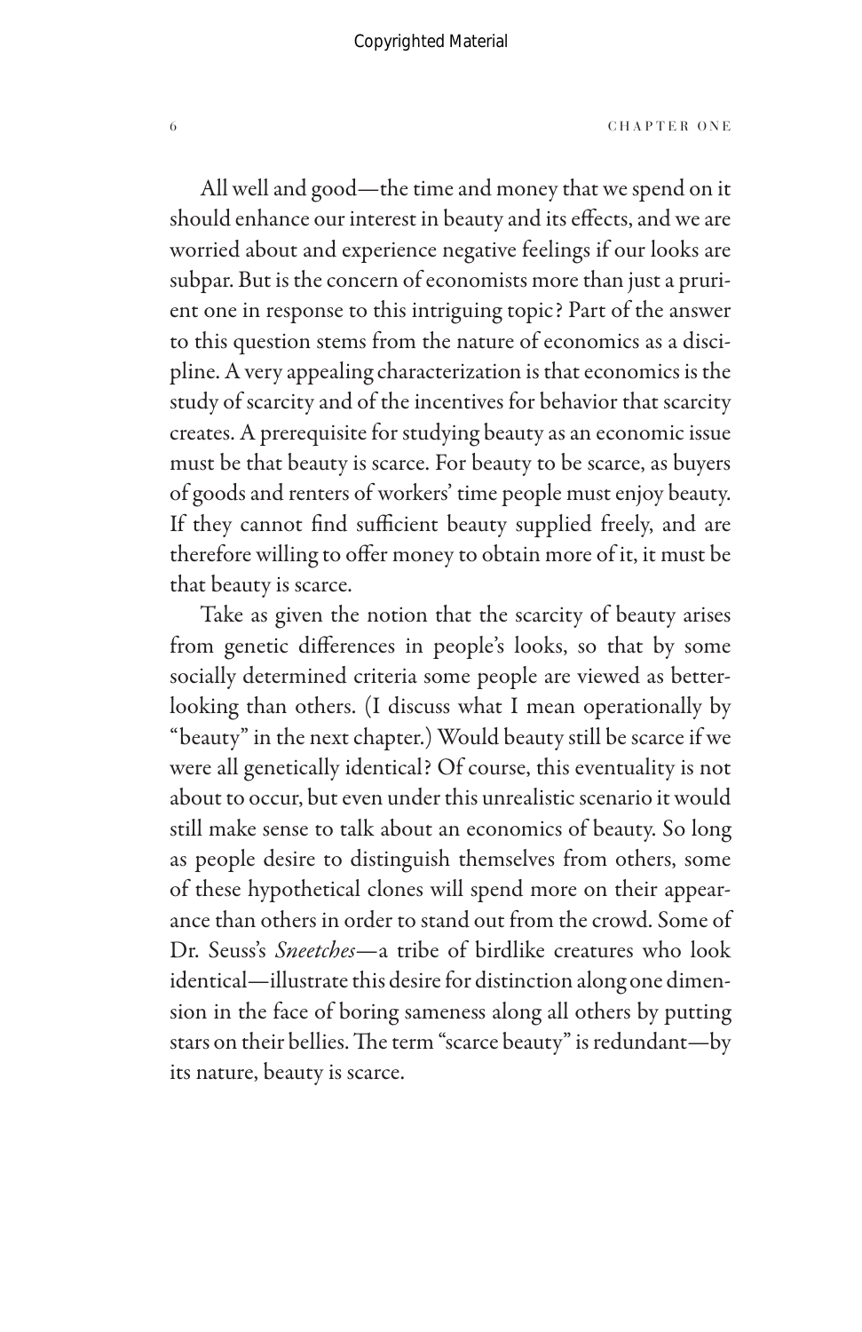All well and good—the time and money that we spend on it should enhance our interest in beauty and its effects, and we are worried about and experience negative feelings if our looks are subpar. But is the concern of economists more than just a prurient one in response to this intriguing topic? Part of the answer to this question stems from the nature of economics as a discipline. A very appealing characterization is that economics is the study of scarcity and of the incentives for behavior that scarcity creates. A prerequisite for studying beauty as an economic issue must be that beauty is scarce. For beauty to be scarce, as buyers of goods and renters of workers' time people must enjoy beauty. If they cannot find sufficient beauty supplied freely, and are therefore willing to offer money to obtain more of it, it must be that beauty is scarce.

Take as given the notion that the scarcity of beauty arises from genetic differences in people's looks, so that by some socially determined criteria some people are viewed as better-looking than others. (I discuss what I mean operationally by "beauty" in the next chapter.) Would beauty still be scarce if we were all genetically identical? Of course, this eventuality is not about to occur, but even under this unrealistic scenario it would still make sense to talk about an economics of beauty. So long as people desire to distinguish themselves from others, some of these hypothetical clones will spend more on their appearance than others in order to stand out from the crowd. Some of Dr. Seuss's *Sneetches*—a tribe of birdlike creatures who look identical—illustrate this desire for distinction along one dimension in the face of boring sameness along all others by putting stars on their bellies. The term "scarce beauty" is redundant—by its nature, beauty is scarce.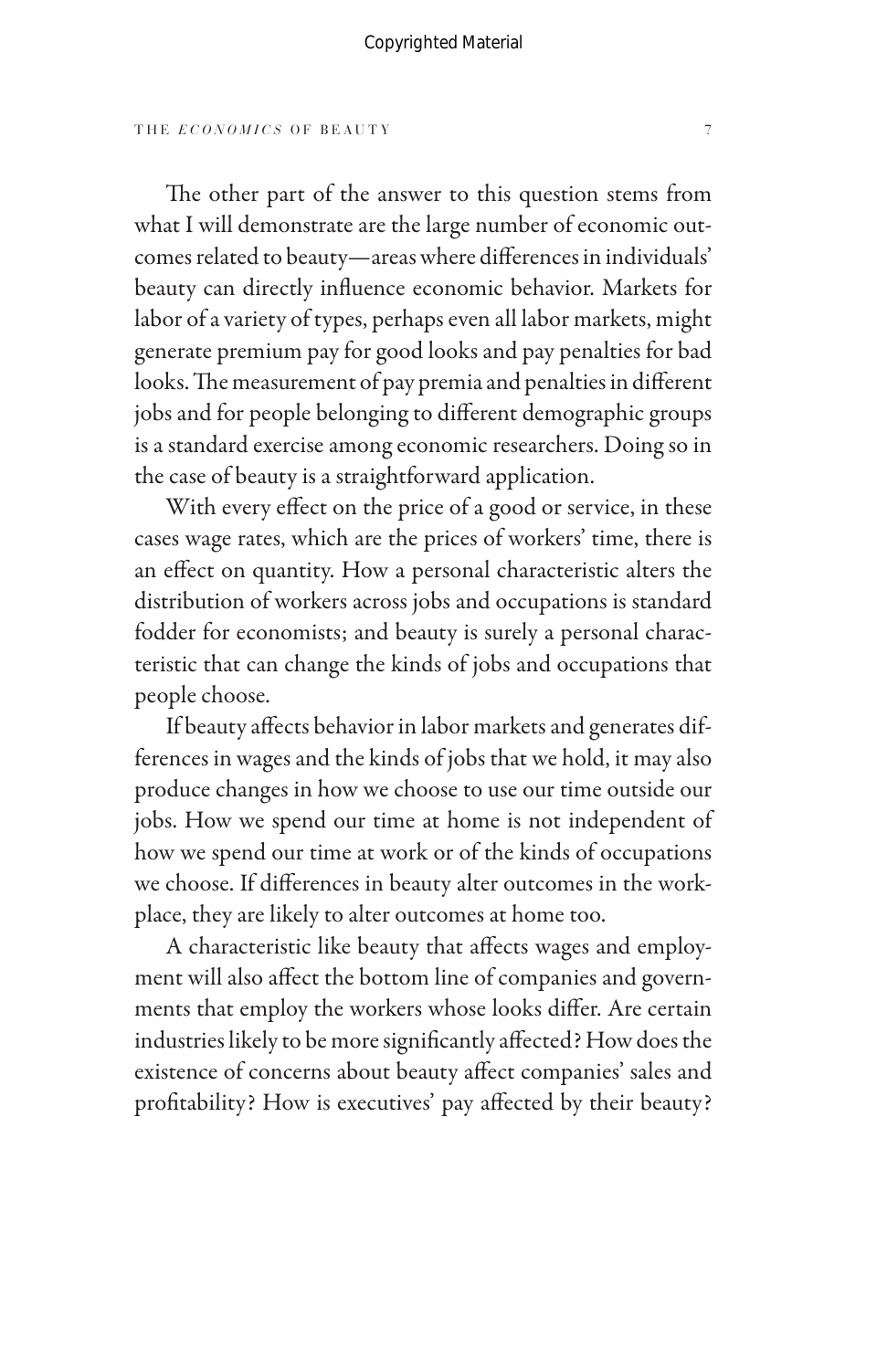The other part of the answer to this question stems from what I will demonstrate are the large number of economic outcomes related to beauty—areas where differences in individuals' beauty can directly influence economic behavior. Markets for labor of a variety of types, perhaps even all labor markets, might generate premium pay for good looks and pay penalties for bad looks. The measurement of pay premia and penalties in different jobs and for people belonging to different demographic groups is a standard exercise among economic researchers. Doing so in the case of beauty is a straightforward application.

With every effect on the price of a good or service, in these cases wage rates, which are the prices of workers' time, there is an effect on quantity. How a personal characteristic alters the distribution of workers across jobs and occupations is standard fodder for economists; and beauty is surely a personal characteristic that can change the kinds of jobs and occupations that people choose.

If beauty affects behavior in labor markets and generates differences in wages and the kinds of jobs that we hold, it may also produce changes in how we choose to use our time outside our jobs. How we spend our time at home is not independent of how we spend our time at work or of the kinds of occupations we choose. If differences in beauty alter outcomes in the workplace, they are likely to alter outcomes at home too.

A characteristic like beauty that affects wages and employment will also affect the bottom line of companies and governments that employ the workers whose looks differ. Are certain industries likely to be more significantly affected? How does the existence of concerns about beauty affect companies' sales and profitability? How is executives' pay affected by their beauty?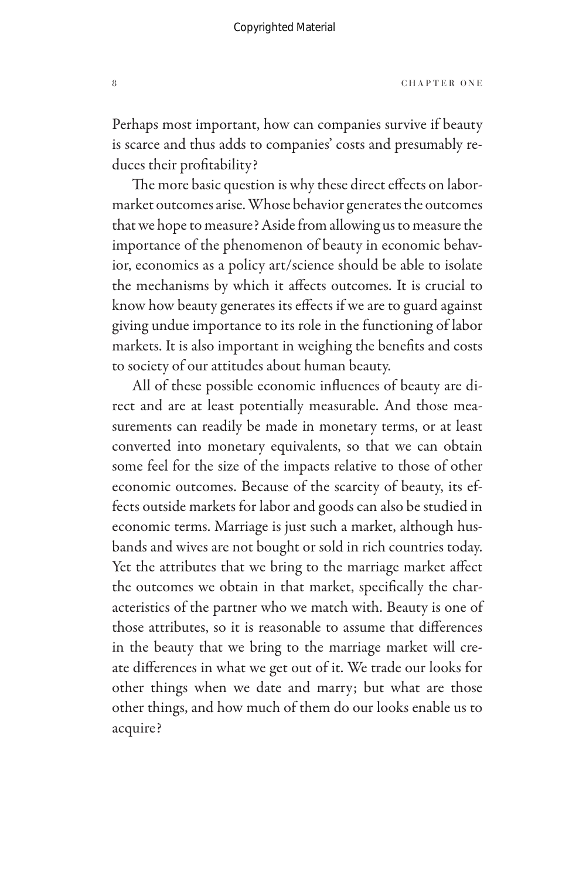Perhaps most important, how can companies survive if beauty is scarce and thus adds to companies' costs and presumably reduces their profitability?

The more basic question is why these direct effects on labor-market outcomes arise. Whose behavior generates the outcomes that we hope to measure? Aside from allowing us to measure the importance of the phenomenon of beauty in economic behavior, economics as a policy art/science should be able to isolate the mechanisms by which it affects outcomes. It is crucial to know how beauty generates its effects if we are to guard against giving undue importance to its role in the functioning of labor markets. It is also important in weighing the benefits and costs to society of our attitudes about human beauty.

All of these possible economic influences of beauty are direct and are at least potentially measurable. And those measurements can readily be made in monetary terms, or at least converted into monetary equivalents, so that we can obtain some feel for the size of the impacts relative to those of other economic outcomes. Because of the scarcity of beauty, its effects outside markets for labor and goods can also be studied in economic terms. Marriage is just such a market, although husbands and wives are not bought or sold in rich countries today. Yet the attributes that we bring to the marriage market affect the outcomes we obtain in that market, specifically the characteristics of the partner who we match with. Beauty is one of those attributes, so it is reasonable to assume that differences in the beauty that we bring to the marriage market will create differences in what we get out of it. We trade our looks for other things when we date and marry; but what are those other things, and how much of them do our looks enable us to acquire?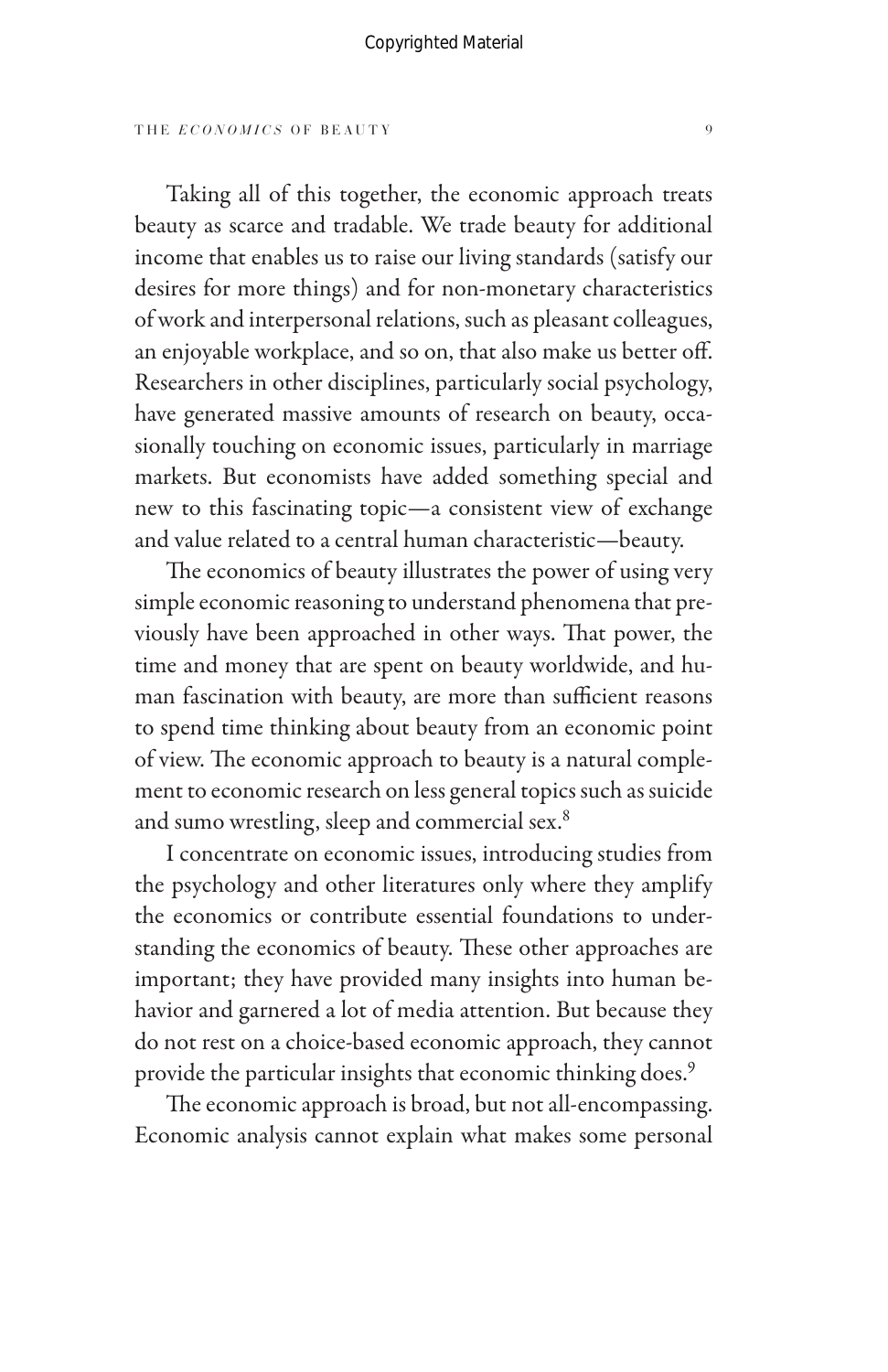Taking all of this together, the economic approach treats beauty as scarce and tradable. We trade beauty for additional income that enables us to raise our living standards (satisfy our desires for more things) and for non-monetary characteristics of work and interpersonal relations, such as pleasant colleagues, an enjoyable workplace, and so on, that also make us better off. Researchers in other disciplines, particularly social psychology, have generated massive amounts of research on beauty, occasionally touching on economic issues, particularly in marriage markets. But economists have added something special and new to this fascinating topic—a consistent view of exchange and value related to a central human characteristic—beauty.

The economics of beauty illustrates the power of using very simple economic reasoning to understand phenomena that previously have been approached in other ways. That power, the time and money that are spent on beauty worldwide, and human fascination with beauty, are more than sufficient reasons to spend time thinking about beauty from an economic point of view. The economic approach to beauty is a natural complement to economic research on less general topics such as suicide and sumo wrestling, sleep and commercial sex.[8]

I concentrate on economic issues, introducing studies from the psychology and other literatures only where they amplify the economics or contribute essential foundations to understanding the economics of beauty. These other approaches are important; they have provided many insights into human behavior and garnered a lot of media attention. But because they do not rest on a choice-based economic approach, they cannot provide the particular insights that economic thinking does.[9]

The economic approach is broad, but not all-encompassing. Economic analysis cannot explain what makes some personal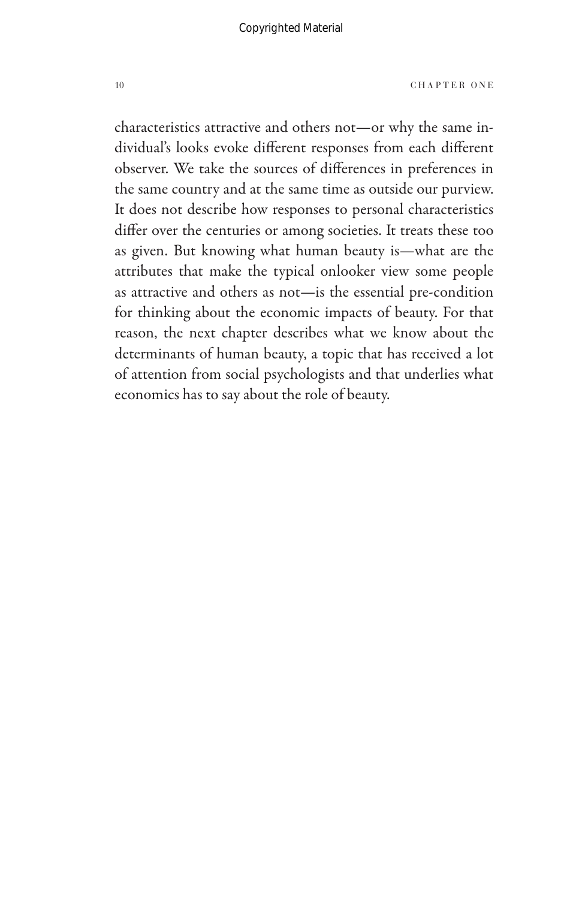characteristics attractive and others not—or why the same individual's looks evoke different responses from each different observer. We take the sources of differences in preferences in the same country and at the same time as outside our purview. It does not describe how responses to personal characteristics differ over the centuries or among societies. It treats these too as given. But knowing what human beauty is—what are the attributes that make the typical onlooker view some people as attractive and others as not—is the essential pre-condition for thinking about the economic impacts of beauty. For that reason, the next chapter describes what we know about the determinants of human beauty, a topic that has received a lot of attention from social psychologists and that underlies what economics has to say about the role of beauty.